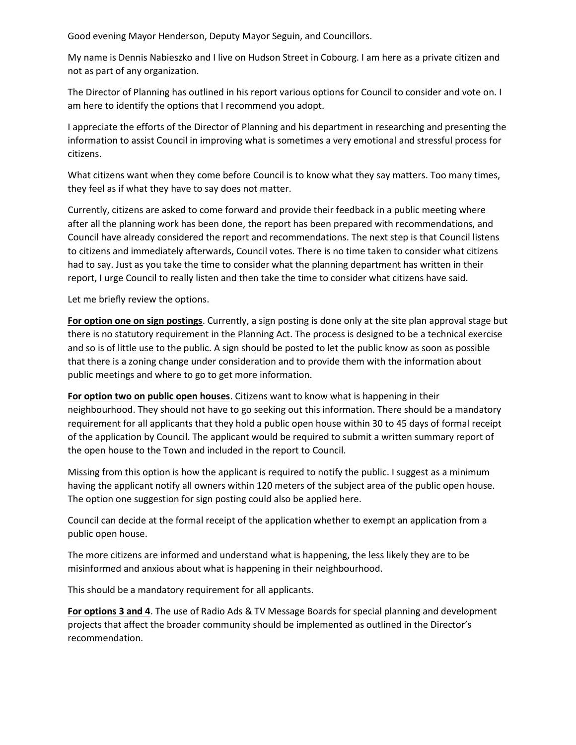Good evening Mayor Henderson, Deputy Mayor Seguin, and Councillors.

My name is Dennis Nabieszko and I live on Hudson Street in Cobourg. I am here as a private citizen and not as part of any organization.

The Director of Planning has outlined in his report various options for Council to consider and vote on. I am here to identify the options that I recommend you adopt.

I appreciate the efforts of the Director of Planning and his department in researching and presenting the information to assist Council in improving what is sometimes a very emotional and stressful process for citizens.

What citizens want when they come before Council is to know what they say matters. Too many times, they feel as if what they have to say does not matter.

Currently, citizens are asked to come forward and provide their feedback in a public meeting where after all the planning work has been done, the report has been prepared with recommendations, and Council have already considered the report and recommendations. The next step is that Council listens to citizens and immediately afterwards, Council votes. There is no time taken to consider what citizens had to say. Just as you take the time to consider what the planning department has written in their report, I urge Council to really listen and then take the time to consider what citizens have said.

Let me briefly review the options.

**For option one on sign postings**. Currently, a sign posting is done only at the site plan approval stage but there is no statutory requirement in the Planning Act. The process is designed to be a technical exercise and so is of little use to the public. A sign should be posted to let the public know as soon as possible that there is a zoning change under consideration and to provide them with the information about public meetings and where to go to get more information.

**For option two on public open houses**. Citizens want to know what is happening in their neighbourhood. They should not have to go seeking out this information. There should be a mandatory requirement for all applicants that they hold a public open house within 30 to 45 days of formal receipt of the application by Council. The applicant would be required to submit a written summary report of the open house to the Town and included in the report to Council.

Missing from this option is how the applicant is required to notify the public. I suggest as a minimum having the applicant notify all owners within 120 meters of the subject area of the public open house. The option one suggestion for sign posting could also be applied here.

Council can decide at the formal receipt of the application whether to exempt an application from a public open house.

The more citizens are informed and understand what is happening, the less likely they are to be misinformed and anxious about what is happening in their neighbourhood.

This should be a mandatory requirement for all applicants.

**For options 3 and 4**. The use of Radio Ads & TV Message Boards for special planning and development projects that affect the broader community should be implemented as outlined in the Director's recommendation.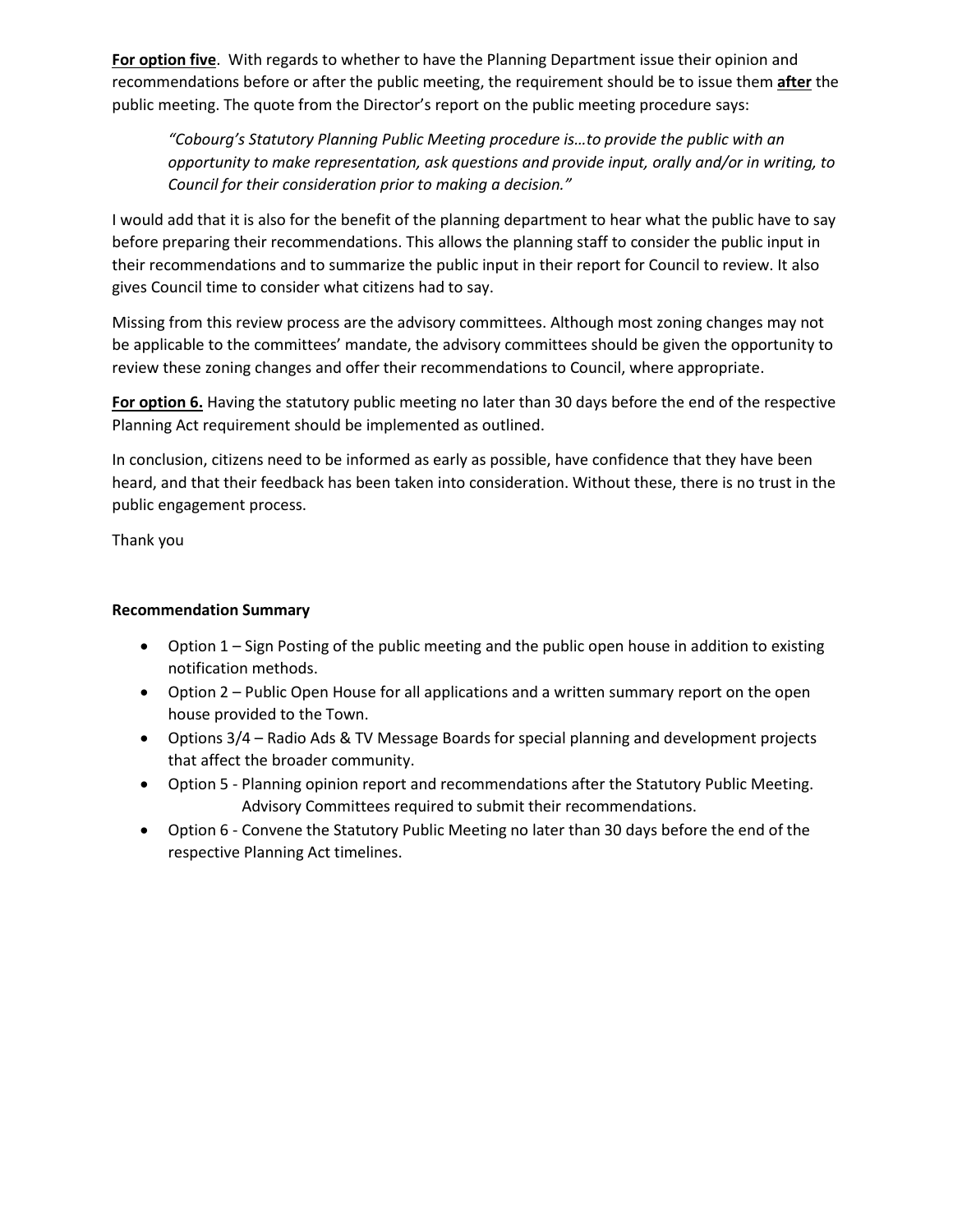**For option five**. With regards to whether to have the Planning Department issue their opinion and recommendations before or after the public meeting, the requirement should be to issue them **after** the public meeting. The quote from the Director's report on the public meeting procedure says:

> *"Cobourg's Statutory Planning Public Meeting procedure is…to provide the public with an opportunity to make representation, ask questions and provide input, orally and/or in writing, to Council for their consideration prior to making a decision."*

I would add that it is also for the benefit of the planning department to hear what the public have to say before preparing their recommendations. This allows the planning staff to consider the public input in their recommendations and to summarize the public input in their report for Council to review. It also gives Council time to consider what citizens had to say.

Missing from this review process are the advisory committees. Although most zoning changes may not be applicable to the committees' mandate, the advisory committees should be given the opportunity to review these zoning changes and offer their recommendations to Council, where appropriate.

**For option 6.** Having the statutory public meeting no later than 30 days before the end of the respective Planning Act requirement should be implemented as outlined.

In conclusion, citizens need to be informed as early as possible, have confidence that they have been heard, and that their feedback has been taken into consideration. Without these, there is no trust in the public engagement process.

Thank you

**Recommendation Summary**

- Option 1 – Sign Posting of the public meeting and the public open house in addition to existing notification methods.
- Option 2 – Public Open House for all applications and a written summary report on the open house provided to the Town.
- Options 3/4 – Radio Ads & TV Message Boards for special planning and development projects that affect the broader community.
- Option 5 - Planning opinion report and recommendations after the Statutory Public Meeting. Advisory Committees required to submit their recommendations.
- Option 6 - Convene the Statutory Public Meeting no later than 30 days before the end of the respective Planning Act timelines.